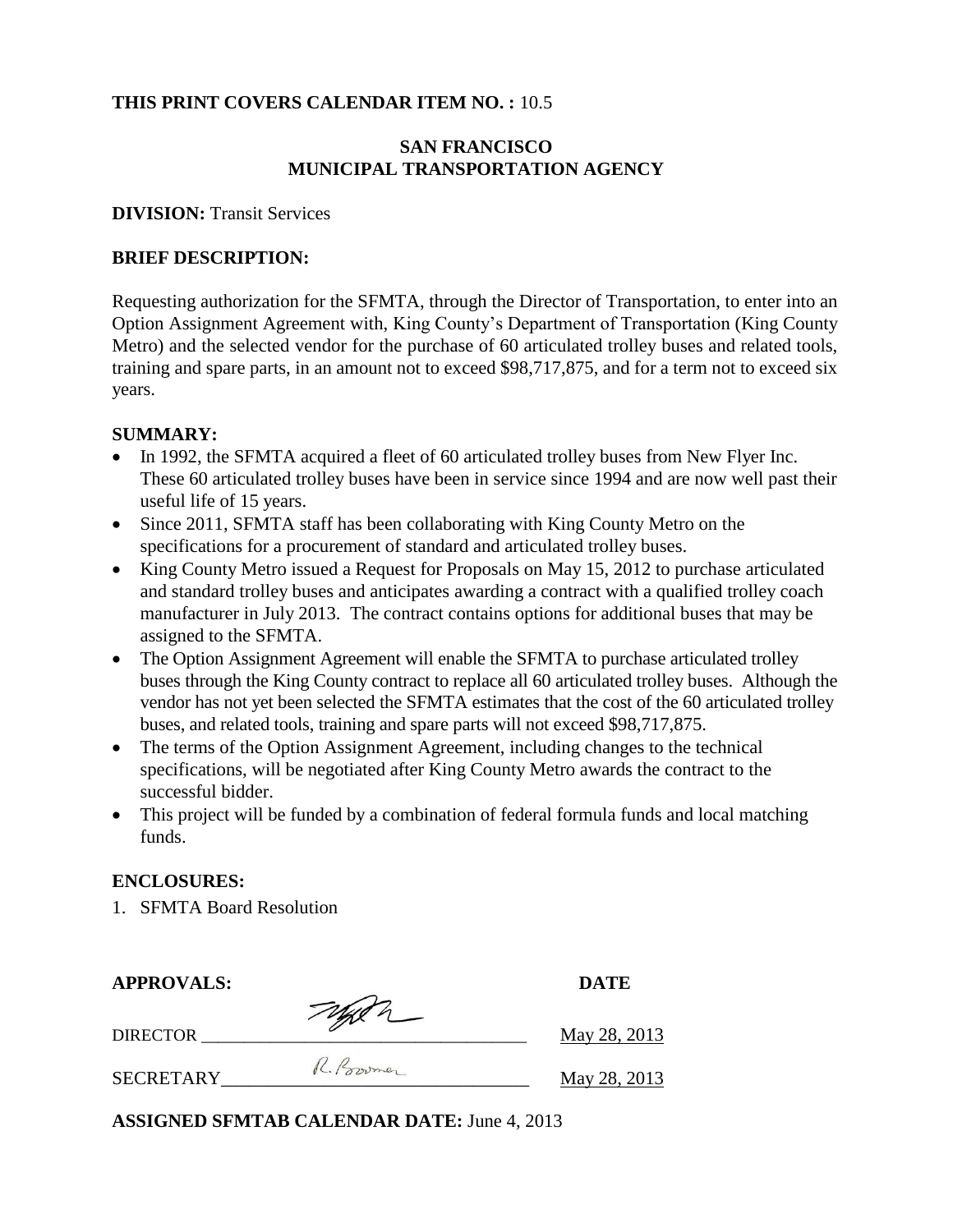**THIS PRINT COVERS CALENDAR ITEM NO. :** 10.5

**SAN FRANCISCO**
**MUNICIPAL TRANSPORTATION AGENCY**

**DIVISION:** Transit Services

**BRIEF DESCRIPTION:**

Requesting authorization for the SFMTA, through the Director of Transportation, to enter into an Option Assignment Agreement with, King County's Department of Transportation (King County Metro) and the selected vendor for the purchase of 60 articulated trolley buses and related tools, training and spare parts, in an amount not to exceed $98,717,875, and for a term not to exceed six years.

**SUMMARY:**

- In 1992, the SFMTA acquired a fleet of 60 articulated trolley buses from New Flyer Inc. These 60 articulated trolley buses have been in service since 1994 and are now well past their useful life of 15 years.
- Since 2011, SFMTA staff has been collaborating with King County Metro on the specifications for a procurement of standard and articulated trolley buses.
- King County Metro issued a Request for Proposals on May 15, 2012 to purchase articulated and standard trolley buses and anticipates awarding a contract with a qualified trolley coach manufacturer in July 2013. The contract contains options for additional buses that may be assigned to the SFMTA.
- The Option Assignment Agreement will enable the SFMTA to purchase articulated trolley buses through the King County contract to replace all 60 articulated trolley buses. Although the vendor has not yet been selected the SFMTA estimates that the cost of the 60 articulated trolley buses, and related tools, training and spare parts will not exceed $98,717,875.
- The terms of the Option Assignment Agreement, including changes to the technical specifications, will be negotiated after King County Metro awards the contract to the successful bidder.
- This project will be funded by a combination of federal formula funds and local matching funds.

**ENCLOSURES:**

1. SFMTA Board Resolution

| **APPROVALS:** | | **DATE** |
|---|---|---|
| DIRECTOR | [signature] | May 28, 2013 |
| SECRETARY | R. Boomer | May 28, 2013 |

**ASSIGNED SFMTAB CALENDAR DATE:** June 4, 2013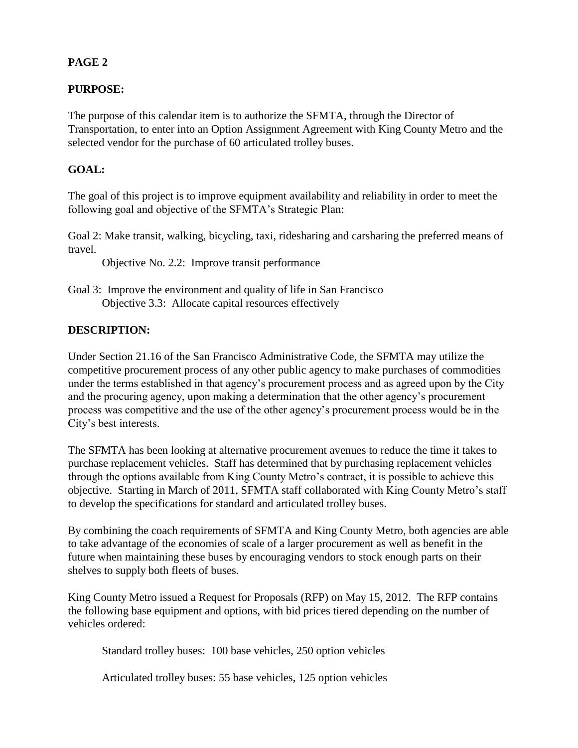**PURPOSE:**

The purpose of this calendar item is to authorize the SFMTA, through the Director of Transportation, to enter into an Option Assignment Agreement with King County Metro and the selected vendor for the purchase of 60 articulated trolley buses.

**GOAL:**

The goal of this project is to improve equipment availability and reliability in order to meet the following goal and objective of the SFMTA's Strategic Plan:

Goal 2: Make transit, walking, bicycling, taxi, ridesharing and carsharing the preferred means of travel.

Objective No. 2.2: Improve transit performance

Goal 3: Improve the environment and quality of life in San Francisco

Objective 3.3: Allocate capital resources effectively

**DESCRIPTION:**

Under Section 21.16 of the San Francisco Administrative Code, the SFMTA may utilize the competitive procurement process of any other public agency to make purchases of commodities under the terms established in that agency's procurement process and as agreed upon by the City and the procuring agency, upon making a determination that the other agency's procurement process was competitive and the use of the other agency's procurement process would be in the City's best interests.

The SFMTA has been looking at alternative procurement avenues to reduce the time it takes to purchase replacement vehicles. Staff has determined that by purchasing replacement vehicles through the options available from King County Metro's contract, it is possible to achieve this objective. Starting in March of 2011, SFMTA staff collaborated with King County Metro's staff to develop the specifications for standard and articulated trolley buses.

By combining the coach requirements of SFMTA and King County Metro, both agencies are able to take advantage of the economies of scale of a larger procurement as well as benefit in the future when maintaining these buses by encouraging vendors to stock enough parts on their shelves to supply both fleets of buses.

King County Metro issued a Request for Proposals (RFP) on May 15, 2012. The RFP contains the following base equipment and options, with bid prices tiered depending on the number of vehicles ordered:

Standard trolley buses: 100 base vehicles, 250 option vehicles

Articulated trolley buses: 55 base vehicles, 125 option vehicles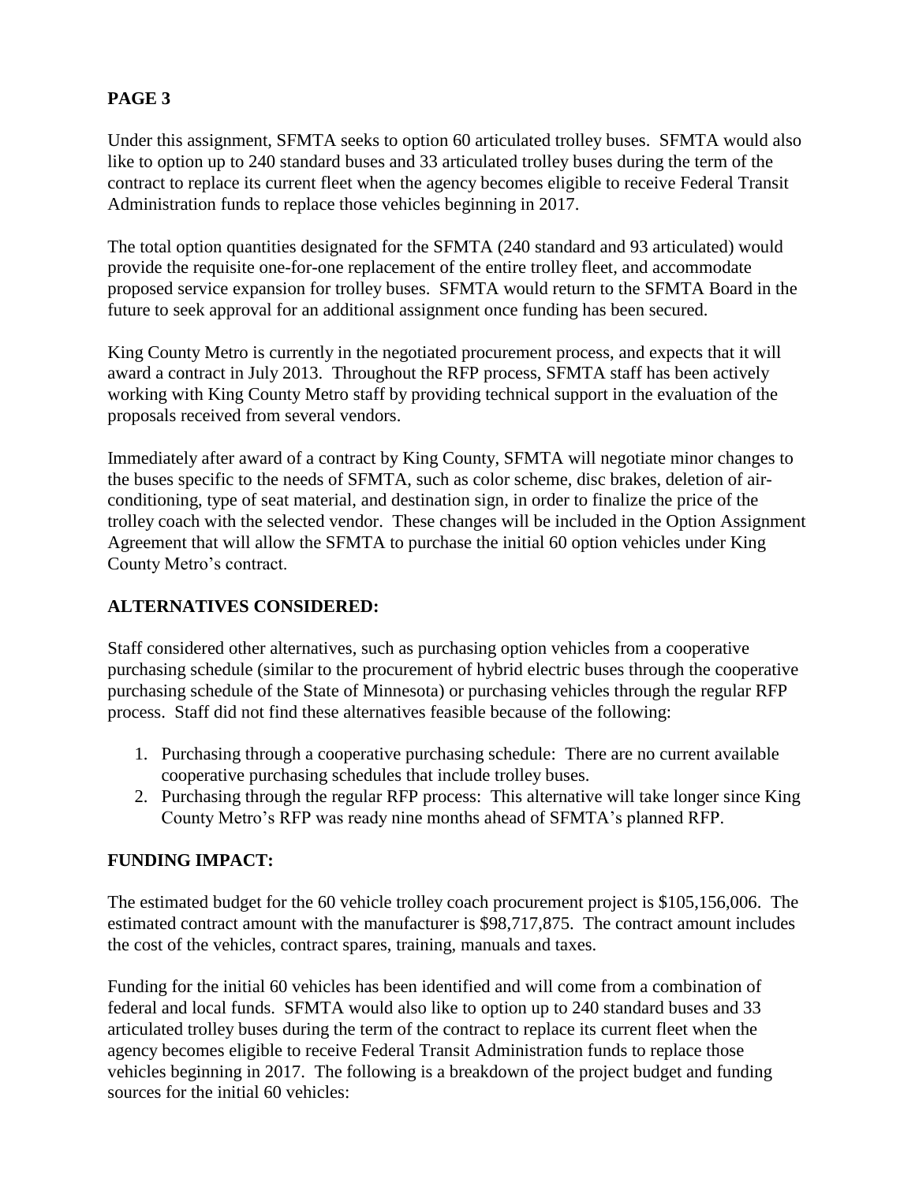**PAGE 3**

Under this assignment, SFMTA seeks to option 60 articulated trolley buses. SFMTA would also like to option up to 240 standard buses and 33 articulated trolley buses during the term of the contract to replace its current fleet when the agency becomes eligible to receive Federal Transit Administration funds to replace those vehicles beginning in 2017.

The total option quantities designated for the SFMTA (240 standard and 93 articulated) would provide the requisite one-for-one replacement of the entire trolley fleet, and accommodate proposed service expansion for trolley buses. SFMTA would return to the SFMTA Board in the future to seek approval for an additional assignment once funding has been secured.

King County Metro is currently in the negotiated procurement process, and expects that it will award a contract in July 2013. Throughout the RFP process, SFMTA staff has been actively working with King County Metro staff by providing technical support in the evaluation of the proposals received from several vendors.

Immediately after award of a contract by King County, SFMTA will negotiate minor changes to the buses specific to the needs of SFMTA, such as color scheme, disc brakes, deletion of air-conditioning, type of seat material, and destination sign, in order to finalize the price of the trolley coach with the selected vendor. These changes will be included in the Option Assignment Agreement that will allow the SFMTA to purchase the initial 60 option vehicles under King County Metro's contract.

**ALTERNATIVES CONSIDERED:**

Staff considered other alternatives, such as purchasing option vehicles from a cooperative purchasing schedule (similar to the procurement of hybrid electric buses through the cooperative purchasing schedule of the State of Minnesota) or purchasing vehicles through the regular RFP process. Staff did not find these alternatives feasible because of the following:

1. Purchasing through a cooperative purchasing schedule: There are no current available cooperative purchasing schedules that include trolley buses.
2. Purchasing through the regular RFP process: This alternative will take longer since King County Metro's RFP was ready nine months ahead of SFMTA's planned RFP.

**FUNDING IMPACT:**

The estimated budget for the 60 vehicle trolley coach procurement project is $105,156,006. The estimated contract amount with the manufacturer is $98,717,875. The contract amount includes the cost of the vehicles, contract spares, training, manuals and taxes.

Funding for the initial 60 vehicles has been identified and will come from a combination of federal and local funds. SFMTA would also like to option up to 240 standard buses and 33 articulated trolley buses during the term of the contract to replace its current fleet when the agency becomes eligible to receive Federal Transit Administration funds to replace those vehicles beginning in 2017. The following is a breakdown of the project budget and funding sources for the initial 60 vehicles: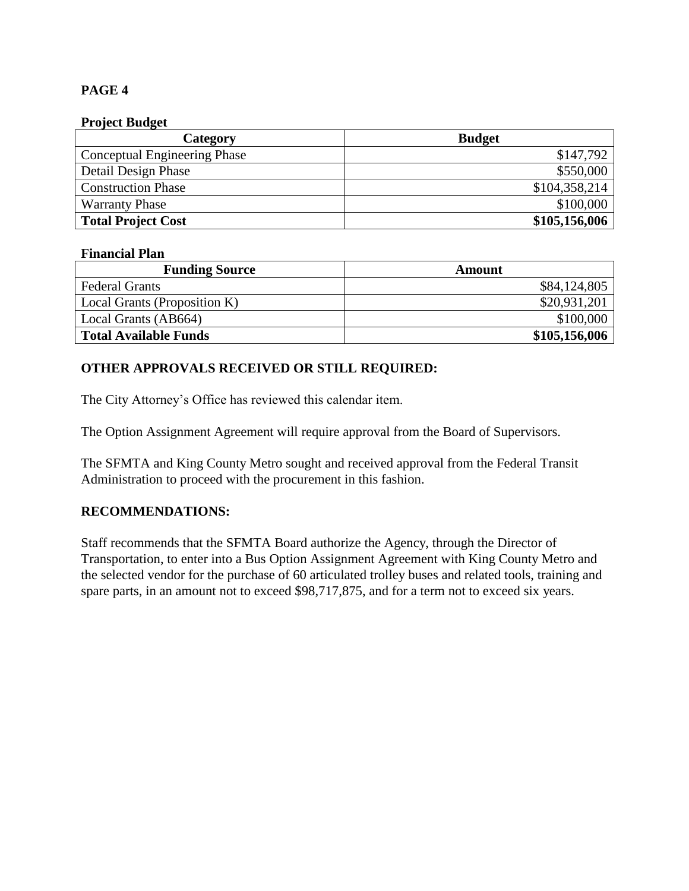**PAGE 4**

**Project Budget**

| Category | Budget |
|---|---|
| Conceptual Engineering Phase | $147,792 |
| Detail Design Phase | $550,000 |
| Construction Phase | $104,358,214 |
| Warranty Phase | $100,000 |
| **Total Project Cost** | **$105,156,006** |

**Financial Plan**

| Funding Source | Amount |
|---|---|
| Federal Grants | $84,124,805 |
| Local Grants (Proposition K) | $20,931,201 |
| Local Grants (AB664) | $100,000 |
| **Total Available Funds** | **$105,156,006** |

**OTHER APPROVALS RECEIVED OR STILL REQUIRED:**

The City Attorney's Office has reviewed this calendar item.

The Option Assignment Agreement will require approval from the Board of Supervisors.

The SFMTA and King County Metro sought and received approval from the Federal Transit Administration to proceed with the procurement in this fashion.

**RECOMMENDATIONS:**

Staff recommends that the SFMTA Board authorize the Agency, through the Director of Transportation, to enter into a Bus Option Assignment Agreement with King County Metro and the selected vendor for the purchase of 60 articulated trolley buses and related tools, training and spare parts, in an amount not to exceed $98,717,875, and for a term not to exceed six years.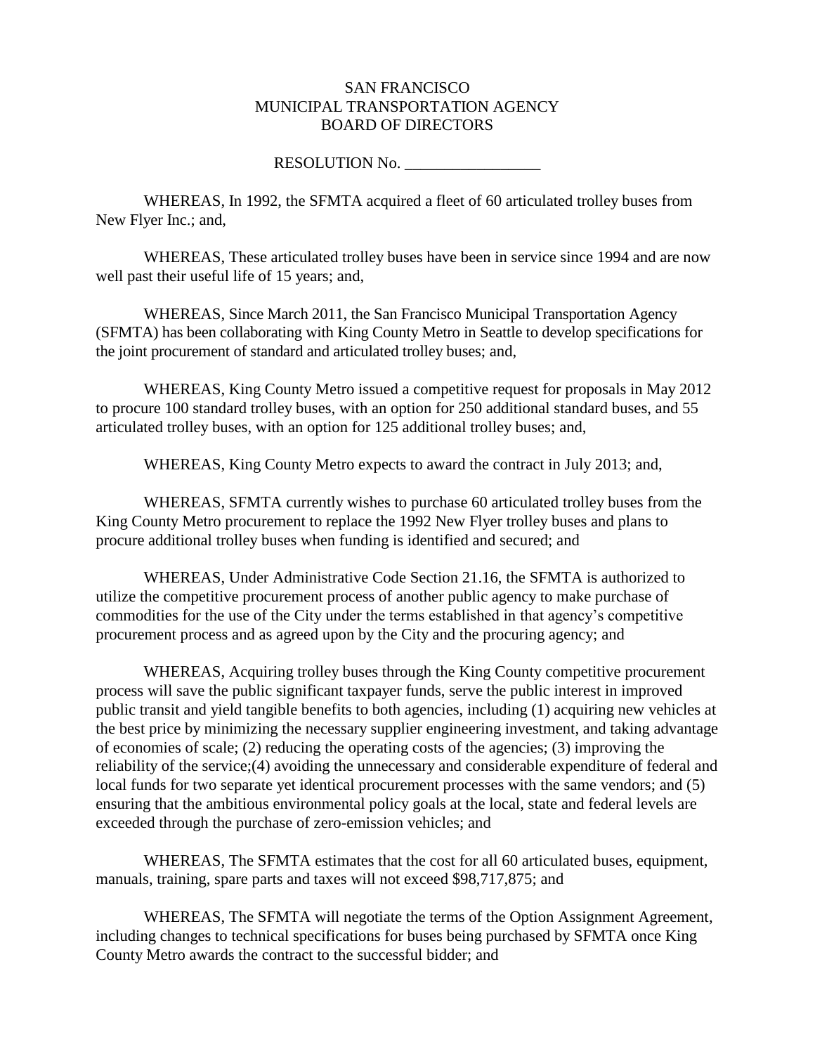SAN FRANCISCO
MUNICIPAL TRANSPORTATION AGENCY
BOARD OF DIRECTORS

RESOLUTION No. _________________

WHEREAS, In 1992, the SFMTA acquired a fleet of 60 articulated trolley buses from New Flyer Inc.; and,

WHEREAS, These articulated trolley buses have been in service since 1994 and are now well past their useful life of 15 years; and,

WHEREAS, Since March 2011, the San Francisco Municipal Transportation Agency (SFMTA) has been collaborating with King County Metro in Seattle to develop specifications for the joint procurement of standard and articulated trolley buses; and,

WHEREAS, King County Metro issued a competitive request for proposals in May 2012 to procure 100 standard trolley buses, with an option for 250 additional standard buses, and 55 articulated trolley buses, with an option for 125 additional trolley buses; and,

WHEREAS, King County Metro expects to award the contract in July 2013; and,

WHEREAS, SFMTA currently wishes to purchase 60 articulated trolley buses from the King County Metro procurement to replace the 1992 New Flyer trolley buses and plans to procure additional trolley buses when funding is identified and secured; and

WHEREAS, Under Administrative Code Section 21.16, the SFMTA is authorized to utilize the competitive procurement process of another public agency to make purchase of commodities for the use of the City under the terms established in that agency's competitive procurement process and as agreed upon by the City and the procuring agency; and

WHEREAS, Acquiring trolley buses through the King County competitive procurement process will save the public significant taxpayer funds, serve the public interest in improved public transit and yield tangible benefits to both agencies, including (1) acquiring new vehicles at the best price by minimizing the necessary supplier engineering investment, and taking advantage of economies of scale; (2) reducing the operating costs of the agencies; (3) improving the reliability of the service;(4) avoiding the unnecessary and considerable expenditure of federal and local funds for two separate yet identical procurement processes with the same vendors; and (5) ensuring that the ambitious environmental policy goals at the local, state and federal levels are exceeded through the purchase of zero-emission vehicles; and

WHEREAS, The SFMTA estimates that the cost for all 60 articulated buses, equipment, manuals, training, spare parts and taxes will not exceed $98,717,875; and

WHEREAS, The SFMTA will negotiate the terms of the Option Assignment Agreement, including changes to technical specifications for buses being purchased by SFMTA once King County Metro awards the contract to the successful bidder; and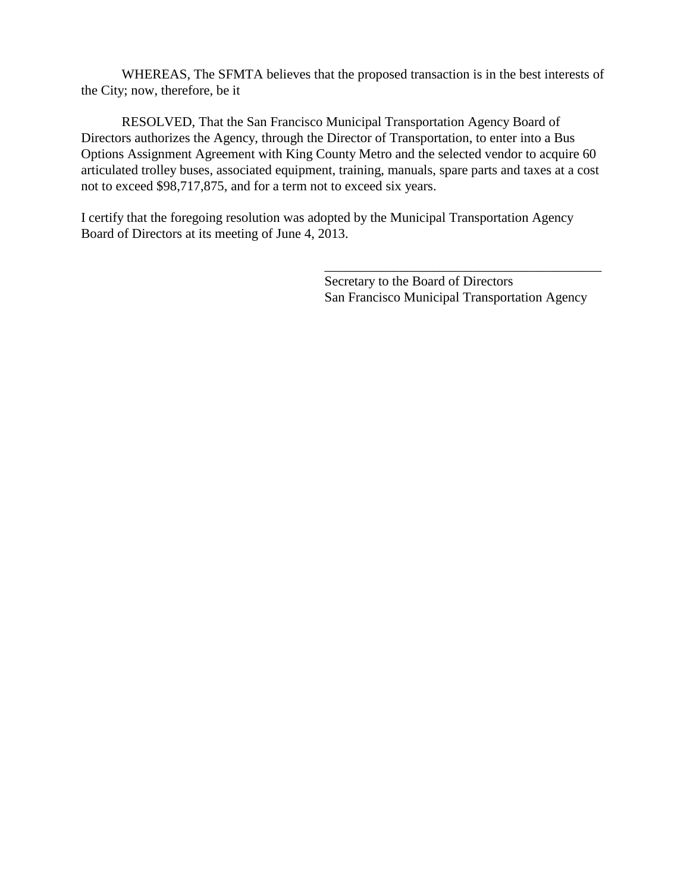WHEREAS, The SFMTA believes that the proposed transaction is in the best interests of the City; now, therefore, be it

RESOLVED, That the San Francisco Municipal Transportation Agency Board of Directors authorizes the Agency, through the Director of Transportation, to enter into a Bus Options Assignment Agreement with King County Metro and the selected vendor to acquire 60 articulated trolley buses, associated equipment, training, manuals, spare parts and taxes at a cost not to exceed $98,717,875, and for a term not to exceed six years.

I certify that the foregoing resolution was adopted by the Municipal Transportation Agency Board of Directors at its meeting of June 4, 2013.

\_\_\_\_\_\_\_\_\_\_\_\_\_\_\_\_\_\_\_\_\_\_\_\_\_\_\_\_\_\_\_\_\_\_\_\_\_\_\_\_\_\_

Secretary to the Board of Directors
San Francisco Municipal Transportation Agency